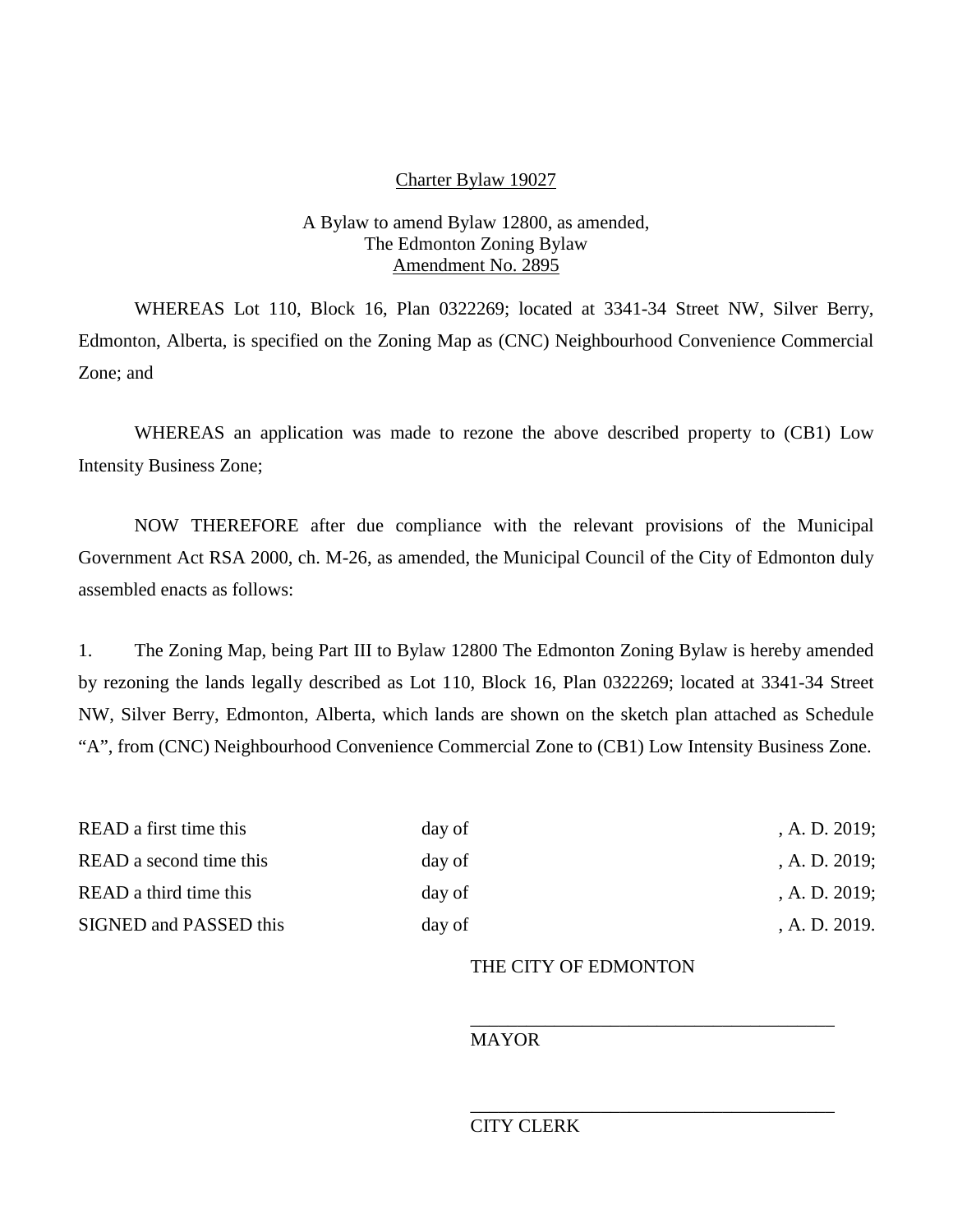Charter Bylaw 19027

A Bylaw to amend Bylaw 12800, as amended,
The Edmonton Zoning Bylaw
Amendment No. 2895

WHEREAS Lot 110, Block 16, Plan 0322269; located at 3341-34 Street NW, Silver Berry, Edmonton, Alberta, is specified on the Zoning Map as (CNC) Neighbourhood Convenience Commercial Zone; and

WHEREAS an application was made to rezone the above described property to (CB1) Low Intensity Business Zone;

NOW THEREFORE after due compliance with the relevant provisions of the Municipal Government Act RSA 2000, ch. M-26, as amended, the Municipal Council of the City of Edmonton duly assembled enacts as follows:

1. The Zoning Map, being Part III to Bylaw 12800 The Edmonton Zoning Bylaw is hereby amended by rezoning the lands legally described as Lot 110, Block 16, Plan 0322269; located at 3341-34 Street NW, Silver Berry, Edmonton, Alberta, which lands are shown on the sketch plan attached as Schedule "A", from (CNC) Neighbourhood Convenience Commercial Zone to (CB1) Low Intensity Business Zone.

READ a first time this day of , A. D. 2019;
READ a second time this day of , A. D. 2019;
READ a third time this day of , A. D. 2019;
SIGNED and PASSED this day of , A. D. 2019.

THE CITY OF EDMONTON

\_\_\_\_\_\_\_\_\_\_\_\_\_\_\_\_\_\_\_\_\_\_\_\_\_\_\_\_\_\_\_\_\_\_\_\_\_\_\_
MAYOR

\_\_\_\_\_\_\_\_\_\_\_\_\_\_\_\_\_\_\_\_\_\_\_\_\_\_\_\_\_\_\_\_\_\_\_\_\_\_\_
CITY CLERK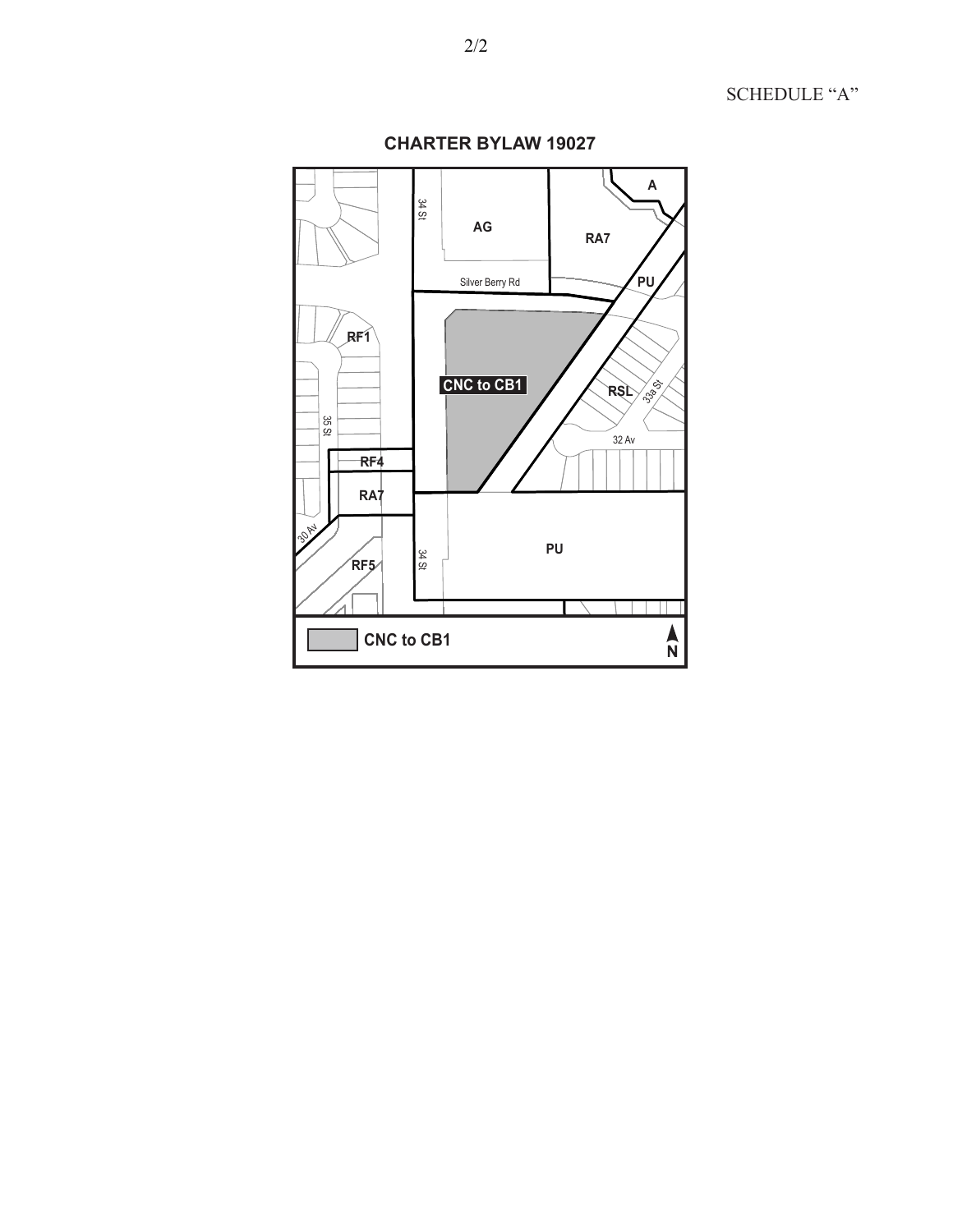SCHEDULE "A"

**CHARTER BYLAW 19027**

A

AG

RA7

34 St

Silver Berry Rd

PU

RF1

CNC to CB1

RSL

33a St

35 St

32 Av

RF4

RA7

30 Av

PU

34 St

RF5

CNC to CB1

N